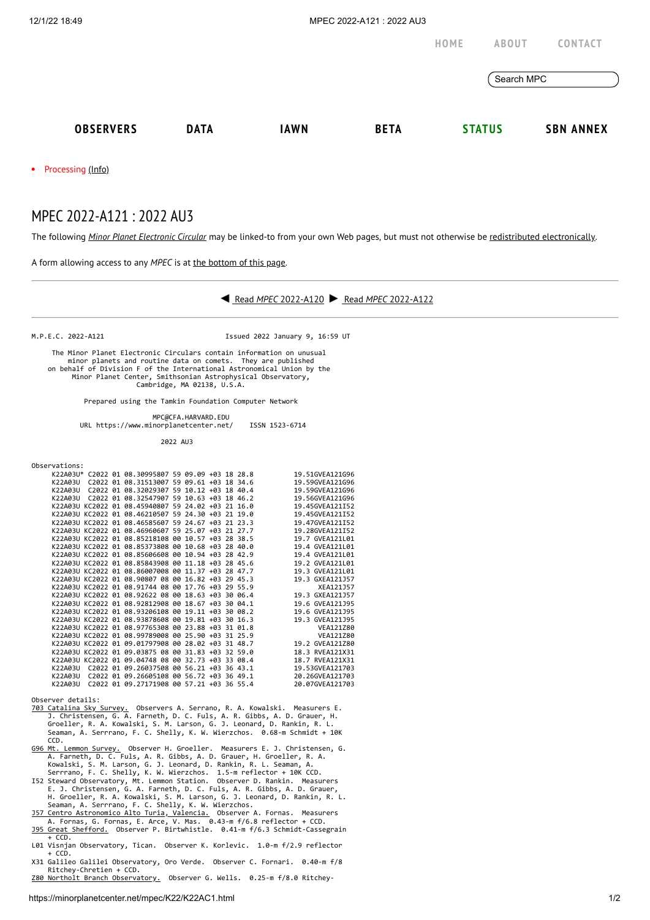HOME ABOUT CONTACT

Search MPC

OBSERVERS DATA IAWN BETA STATUS SBN ANNEX

- Processing (Info)

# MPEC 2022-A121 : 2022 AU3

The following *Minor Planet Electronic Circular* may be linked-to from your own Web pages, but must not otherwise be redistributed electronically.

A form allowing access to any *MPEC* is at the bottom of this page.

◀ Read *MPEC* 2022-A120 ▶ Read *MPEC* 2022-A122

```
M.P.E.C. 2022-A121                               Issued 2022 January 9, 16:59 UT

     The Minor Planet Electronic Circulars contain information on unusual
         minor planets and routine data on comets.  They are published
    on behalf of Division F of the International Astronomical Union by the
          Minor Planet Center, Smithsonian Astrophysical Observatory,
                          Cambridge, MA 02138, U.S.A.

                Prepared using the Tamkin Foundation Computer Network

                              MPC@CFA.HARVARD.EDU
           URL https://www.minorplanetcenter.net/     ISSN 1523-6714

                                   2022 AU3

Observations:
     K22A03U* C2022 01 08.30995807 59 09.09 +03 18 28.8          19.51GVEA121G96
     K22A03U  C2022 01 08.31513007 59 09.61 +03 18 34.6          19.59GVEA121G96
     K22A03U  C2022 01 08.32029307 59 10.12 +03 18 40.4          19.59GVEA121G96
     K22A03U  C2022 01 08.32547907 59 10.63 +03 18 46.2          19.56GVEA121G96
     K22A03U KC2022 01 08.45940807 59 24.02 +03 21 16.0          19.45GVEA121I52
     K22A03U KC2022 01 08.46210507 59 24.30 +03 21 19.0          19.45GVEA121I52
     K22A03U KC2022 01 08.46585607 59 24.67 +03 21 23.3          19.47GVEA121I52
     K22A03U KC2022 01 08.46960607 59 25.07 +03 21 27.7          19.28GVEA121I52
     K22A03U KC2022 01 08.85218108 00 10.57 +03 28 38.5          19.7 GVEA121L01
     K22A03U KC2022 01 08.85373808 00 10.68 +03 28 40.0          19.4 GVEA121L01
     K22A03U KC2022 01 08.85606608 00 10.94 +03 28 42.9          19.4 GVEA121L01
     K22A03U KC2022 01 08.85843908 00 11.18 +03 28 45.6          19.2 GVEA121L01
     K22A03U KC2022 01 08.86007008 00 11.37 +03 28 47.7          19.3 GVEA121L01
     K22A03U KC2022 01 08.90807 08 00 16.82 +03 29 45.3          19.3 GXEA121J57
     K22A03U KC2022 01 08.91744 08 00 17.76 +03 29 55.9               XEA121J57
     K22A03U KC2022 01 08.92622 08 00 18.63 +03 30 06.4          19.3 GXEA121J57
     K22A03U KC2022 01 08.92812908 00 18.67 +03 30 04.1          19.6 GVEA121J95
     K22A03U KC2022 01 08.93206108 00 19.11 +03 30 08.2          19.6 GVEA121J95
     K22A03U KC2022 01 08.93878608 00 19.81 +03 30 16.3          19.3 GVEA121J95
     K22A03U KC2022 01 08.97765308 00 23.88 +03 31 01.8               VEA121Z80
     K22A03U KC2022 01 08.99789008 00 25.90 +03 31 25.9               VEA121Z80
     K22A03U KC2022 01 09.01797908 00 28.02 +03 31 48.7          19.2 GVEA121Z80
     K22A03U KC2022 01 09.03875 08 00 31.83 +03 32 59.0          18.3 RVEA121X31
     K22A03U KC2022 01 09.04748 08 00 32.73 +03 33 08.4          18.7 RVEA121X31
     K22A03U  C2022 01 09.26037508 00 56.21 +03 36 43.1          19.53GVEA121703
     K22A03U  C2022 01 09.26605108 00 56.72 +03 36 49.1          20.26GVEA121703
     K22A03U  C2022 01 09.27171908 00 57.21 +03 36 55.4          20.07GVEA121703

Observer details:
703 Catalina Sky Survey.  Observers A. Serrano, R. A. Kowalski.  Measurers E.
     J. Christensen, G. A. Farneth, D. C. Fuls, A. R. Gibbs, A. D. Grauer, H.
     Groeller, R. A. Kowalski, S. M. Larson, G. J. Leonard, D. Rankin, R. L.
     Seaman, A. Serrano, F. C. Shelly, K. W. Wierzchos.  0.68-m Schmidt + 10K
     CCD.
G96 Mt. Lemmon Survey.  Observer H. Groeller.  Measurers E. J. Christensen, G.
     A. Farneth, D. C. Fuls, A. R. Gibbs, A. D. Grauer, H. Groeller, R. A.
     Kowalski, S. M. Larson, G. J. Leonard, D. Rankin, R. L. Seaman, A.
     Serrano, F. C. Shelly, K. W. Wierzchos.  1.5-m reflector + 10K CCD.
I52 Steward Observatory, Mt. Lemmon Station.  Observer D. Rankin.  Measurers
     E. J. Christensen, G. A. Farneth, D. C. Fuls, A. R. Gibbs, A. D. Grauer,
     H. Groeller, R. A. Kowalski, S. M. Larson, G. J. Leonard, D. Rankin, R. L.
     Seaman, A. Serrano, F. C. Shelly, K. W. Wierzchos.
J57 Centro Astronomico Alto Turia, Valencia.  Observer A. Fornas.  Measurers
     A. Fornas, G. Fornas, E. Arce, V. Mas.  0.43-m f/6.8 reflector + CCD.
J95 Great Shefford.  Observer P. Birtwhistle.  0.41-m f/6.3 Schmidt-Cassegrain
     + CCD.
L01 Visnjan Observatory, Tican.  Observer K. Korlevic.  1.0-m f/2.9 reflector
     + CCD.
X31 Galileo Galilei Observatory, Oro Verde.  Observer C. Fornari.  0.40-m f/8
     Ritchey-Chretien + CCD.
Z80 Northolt Branch Observatory.  Observer G. Wells.  0.25-m f/8.0 Ritchey-
```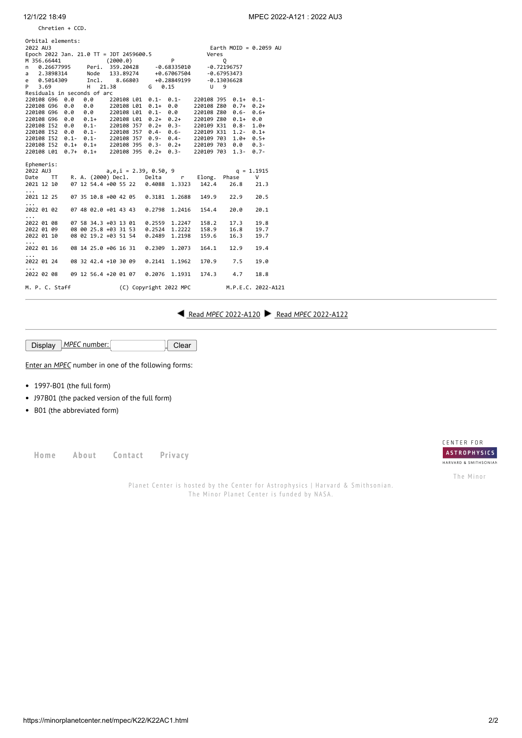```
    Chretien + CCD.

Orbital elements:
2022 AU3                                                  Earth MOID = 0.2059 AU
Epoch 2022 Jan. 21.0 TT = JDT 2459600.5                 Veres
M 356.66441              (2000.0)            P               Q
n   0.26677995     Peri.  359.20428     -0.68335010     -0.72196757
a   2.3898314      Node   133.89274     +0.67067504     -0.67953473
e   0.5014309      Incl.    8.66803     +0.28849199     -0.13036628
P   3.69           H   21.38          G   0.15           U   9
Residuals in seconds of arc
220108 G96  0.0    0.0     220108 L01  0.1-   0.1-    220108 J95  0.1+  0.1-
220108 G96  0.0    0.0     220108 L01  0.1+   0.0     220108 Z80  0.7+  0.2+
220108 G96  0.0    0.0     220108 L01  0.1-   0.0     220108 Z80  0.6-  0.6+
220108 G96  0.0    0.1+    220108 L01  0.2+   0.2+    220109 Z80  0.1+  0.0
220108 I52  0.0    0.1-    220108 J57  0.2+   0.3-    220109 X31  0.8-  1.0+
220108 I52  0.0    0.1-    220108 J57  0.4-   0.6-    220109 X31  1.2-  0.1+
220108 I52  0.1-   0.1-    220108 J57  0.9-   0.4-    220109 703  1.0+  0.5+
220108 I52  0.1+   0.1+    220108 J95  0.3-   0.2+    220109 703  0.0   0.3-
220108 L01  0.7+   0.1+    220108 J95  0.2+   0.3-    220109 703  1.3-  0.7-

Ephemeris:
2022 AU3                   a,e,i = 2.39, 0.50, 9                    q = 1.1915
Date    TT    R. A. (2000) Decl.     Delta      r    Elong.  Phase     V
2021 12 10    07 12 54.4 +00 55 22   0.4088  1.3323  142.4    26.8    21.3
...
2021 12 25    07 35 10.8 +00 42 05   0.3181  1.2688  149.9    22.9    20.5
...
2022 01 02    07 48 02.0 +01 43 43   0.2798  1.2416  154.4    20.0    20.1
...
2022 01 08    07 58 34.3 +03 13 01   0.2559  1.2247  158.2    17.3    19.8
2022 01 09    08 00 25.8 +03 31 53   0.2524  1.2222  158.9    16.8    19.7
2022 01 10    08 02 19.2 +03 51 54   0.2489  1.2198  159.6    16.3    19.7
...
2022 01 16    08 14 25.0 +06 16 31   0.2309  1.2073  164.1    12.9    19.4
...
2022 01 24    08 32 42.4 +10 30 09   0.2141  1.1962  170.9     7.5    19.0
...
2022 02 08    09 12 56.4 +20 01 07   0.2076  1.1931  174.3     4.7    18.8

M. P. C. Staff              (C) Copyright 2022 MPC          M.P.E.C. 2022-A121
```

◀ Read *MPEC* 2022-A120 ▶ Read *MPEC* 2022-A122

Display *MPEC* number: Clear

Enter an *MPEC* number in one of the following forms:

- 1997-B01 (the full form)
- J97B01 (the packed version of the full form)
- B01 (the abbreviated form)

Home About Contact Privacy

CENTER FOR ASTROPHYSICS HARVARD & SMITHSONIAN

The Minor Planet Center is hosted by the Center for Astrophysics | Harvard & Smithsonian. The Minor Planet Center is funded by NASA.